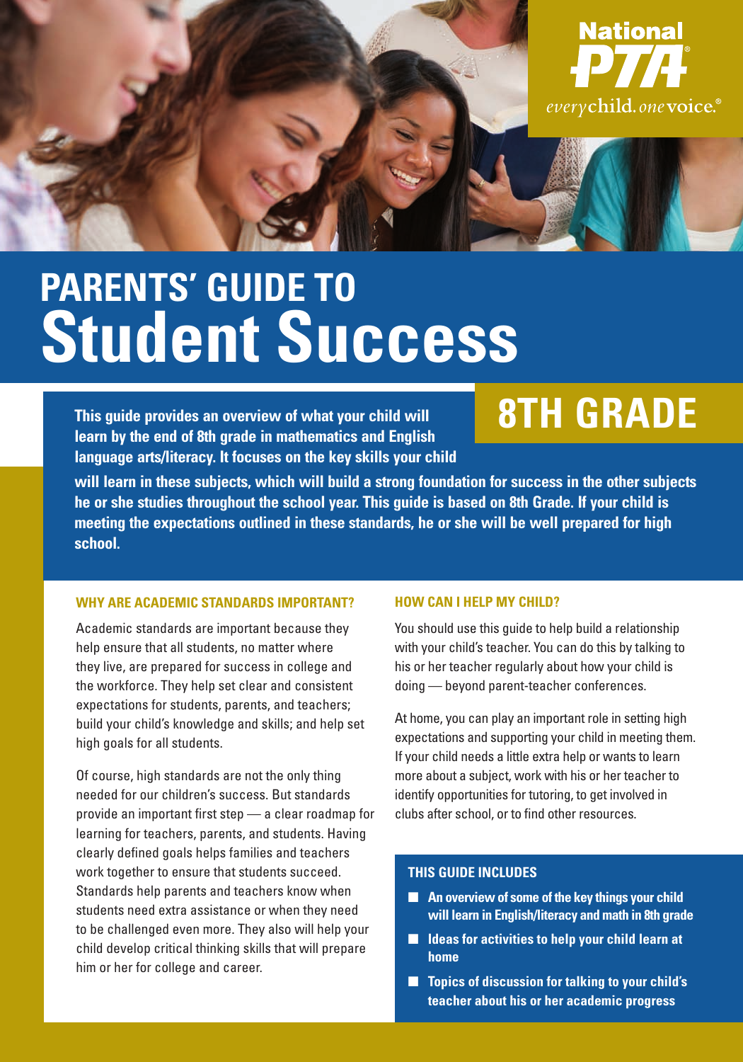National PTA
*every* child. *one* voice.

# PARENTS' GUIDE TO Student Success

## 8TH GRADE

**This guide provides an overview of what your child will learn by the end of 8th grade in mathematics and English language arts/literacy. It focuses on the key skills your child will learn in these subjects, which will build a strong foundation for success in the other subjects he or she studies throughout the school year. This guide is based on 8th Grade. If your child is meeting the expectations outlined in these standards, he or she will be well prepared for high school.**

### WHY ARE ACADEMIC STANDARDS IMPORTANT?

Academic standards are important because they help ensure that all students, no matter where they live, are prepared for success in college and the workforce. They help set clear and consistent expectations for students, parents, and teachers; build your child's knowledge and skills; and help set high goals for all students.

Of course, high standards are not the only thing needed for our children's success. But standards provide an important first step — a clear roadmap for learning for teachers, parents, and students. Having clearly defined goals helps families and teachers work together to ensure that students succeed. Standards help parents and teachers know when students need extra assistance or when they need to be challenged even more. They also will help your child develop critical thinking skills that will prepare him or her for college and career.

### HOW CAN I HELP MY CHILD?

You should use this guide to help build a relationship with your child's teacher. You can do this by talking to his or her teacher regularly about how your child is doing — beyond parent-teacher conferences.

At home, you can play an important role in setting high expectations and supporting your child in meeting them. If your child needs a little extra help or wants to learn more about a subject, work with his or her teacher to identify opportunities for tutoring, to get involved in clubs after school, or to find other resources.

### THIS GUIDE INCLUDES

- **An overview of some of the key things your child will learn in English/literacy and math in 8th grade**
- **Ideas for activities to help your child learn at home**
- **Topics of discussion for talking to your child's teacher about his or her academic progress**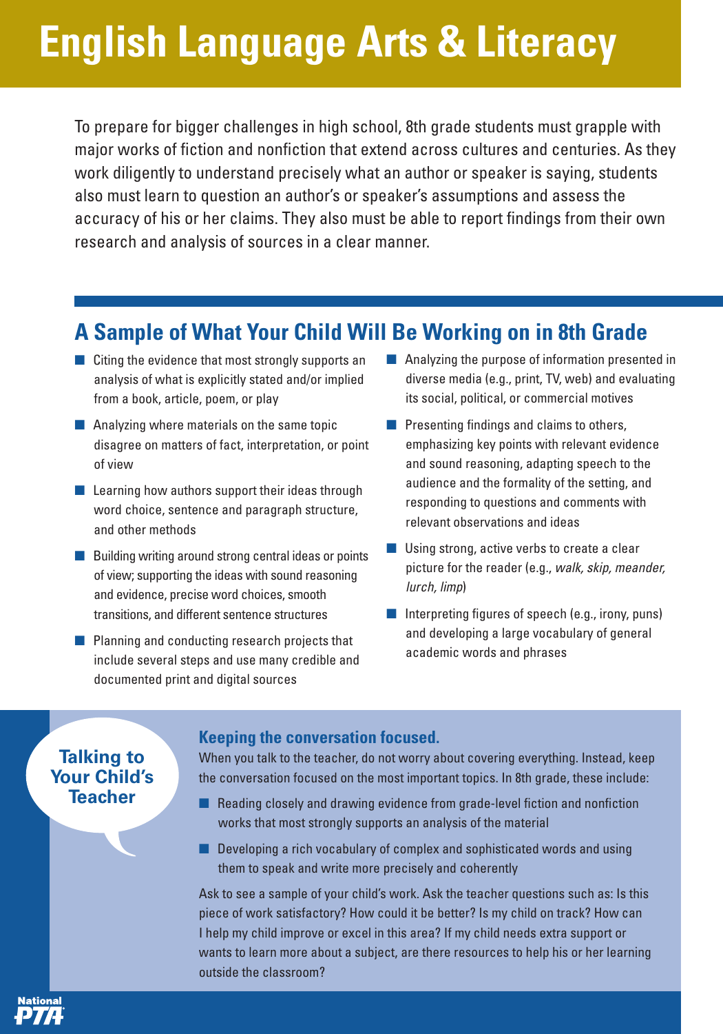# English Language Arts & Literacy

To prepare for bigger challenges in high school, 8th grade students must grapple with major works of fiction and nonfiction that extend across cultures and centuries. As they work diligently to understand precisely what an author or speaker is saying, students also must learn to question an author's or speaker's assumptions and assess the accuracy of his or her claims. They also must be able to report findings from their own research and analysis of sources in a clear manner.

## A Sample of What Your Child Will Be Working on in 8th Grade

- Citing the evidence that most strongly supports an analysis of what is explicitly stated and/or implied from a book, article, poem, or play
- Analyzing where materials on the same topic disagree on matters of fact, interpretation, or point of view
- Learning how authors support their ideas through word choice, sentence and paragraph structure, and other methods
- Building writing around strong central ideas or points of view; supporting the ideas with sound reasoning and evidence, precise word choices, smooth transitions, and different sentence structures
- Planning and conducting research projects that include several steps and use many credible and documented print and digital sources
- Analyzing the purpose of information presented in diverse media (e.g., print, TV, web) and evaluating its social, political, or commercial motives
- Presenting findings and claims to others, emphasizing key points with relevant evidence and sound reasoning, adapting speech to the audience and the formality of the setting, and responding to questions and comments with relevant observations and ideas
- Using strong, active verbs to create a clear picture for the reader (e.g., *walk, skip, meander, lurch, limp*)
- Interpreting figures of speech (e.g., irony, puns) and developing a large vocabulary of general academic words and phrases

## Talking to Your Child's Teacher

### Keeping the conversation focused.

When you talk to the teacher, do not worry about covering everything. Instead, keep the conversation focused on the most important topics. In 8th grade, these include:

- Reading closely and drawing evidence from grade-level fiction and nonfiction works that most strongly supports an analysis of the material
- Developing a rich vocabulary of complex and sophisticated words and using them to speak and write more precisely and coherently

Ask to see a sample of your child's work. Ask the teacher questions such as: Is this piece of work satisfactory? How could it be better? Is my child on track? How can I help my child improve or excel in this area? If my child needs extra support or wants to learn more about a subject, are there resources to help his or her learning outside the classroom?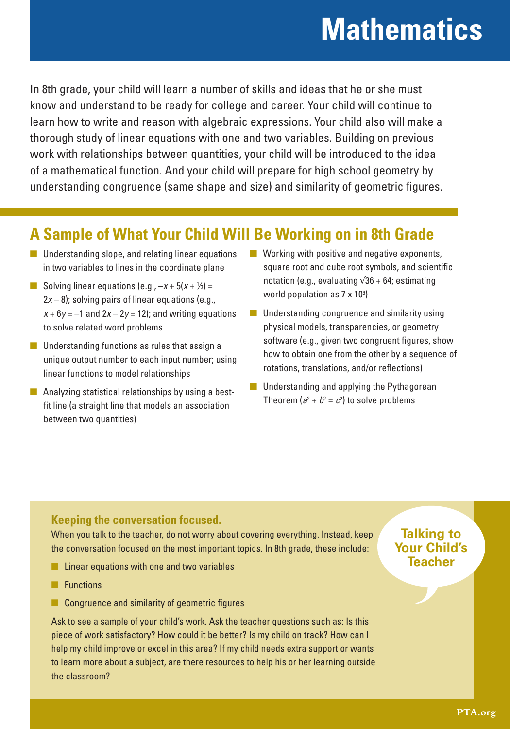# Mathematics

In 8th grade, your child will learn a number of skills and ideas that he or she must know and understand to be ready for college and career. Your child will continue to learn how to write and reason with algebraic expressions. Your child also will make a thorough study of linear equations with one and two variables. Building on previous work with relationships between quantities, your child will be introduced to the idea of a mathematical function. And your child will prepare for high school geometry by understanding congruence (same shape and size) and similarity of geometric figures.

## A Sample of What Your Child Will Be Working on in 8th Grade

- Understanding slope, and relating linear equations in two variables to lines in the coordinate plane
- Solving linear equations (e.g., $-x + 5(x + \frac{1}{3}) = 2x - 8$); solving pairs of linear equations (e.g., $x + 6y = -1$ and $2x - 2y = 12$); and writing equations to solve related word problems
- Understanding functions as rules that assign a unique output number to each input number; using linear functions to model relationships
- Analyzing statistical relationships by using a best-fit line (a straight line that models an association between two quantities)
- Working with positive and negative exponents, square root and cube root symbols, and scientific notation (e.g., evaluating $\sqrt{36 + 64}$; estimating world population as $7 \times 10^9$)
- Understanding congruence and similarity using physical models, transparencies, or geometry software (e.g., given two congruent figures, show how to obtain one from the other by a sequence of rotations, translations, and/or reflections)
- Understanding and applying the Pythagorean Theorem ($a^2 + b^2 = c^2$) to solve problems

## Talking to Your Child's Teacher

### Keeping the conversation focused.

When you talk to the teacher, do not worry about covering everything. Instead, keep the conversation focused on the most important topics. In 8th grade, these include:

- Linear equations with one and two variables
- Functions
- Congruence and similarity of geometric figures

Ask to see a sample of your child's work. Ask the teacher questions such as: Is this piece of work satisfactory? How could it be better? Is my child on track? How can I help my child improve or excel in this area? If my child needs extra support or wants to learn more about a subject, are there resources to help his or her learning outside the classroom?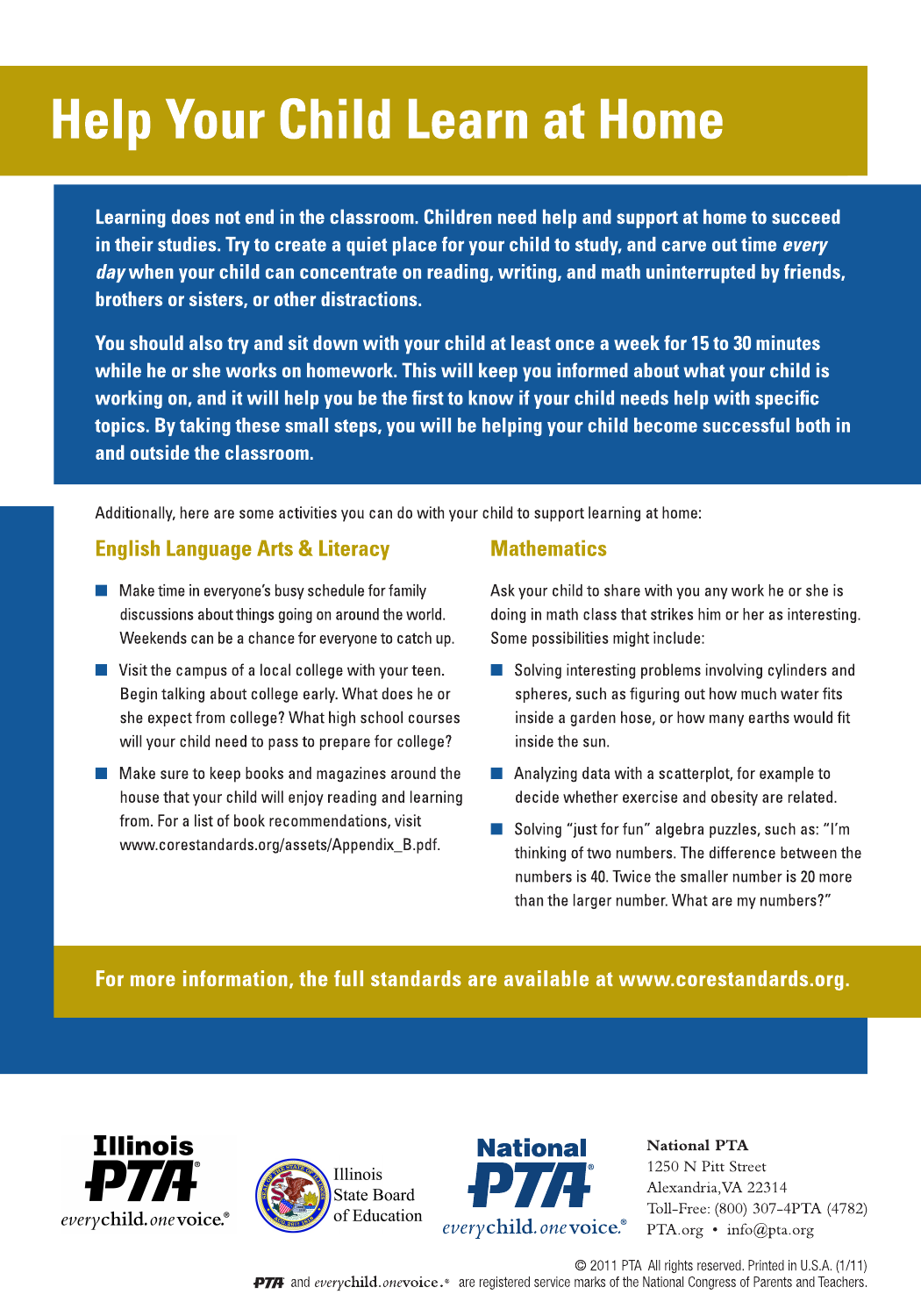# Help Your Child Learn at Home

**Learning does not end in the classroom. Children need help and support at home to succeed in their studies. Try to create a quiet place for your child to study, and carve out time *every day* when your child can concentrate on reading, writing, and math uninterrupted by friends, brothers or sisters, or other distractions.**

**You should also try and sit down with your child at least once a week for 15 to 30 minutes while he or she works on homework. This will keep you informed about what your child is working on, and it will help you be the first to know if your child needs help with specific topics. By taking these small steps, you will be helping your child become successful both in and outside the classroom.**

Additionally, here are some activities you can do with your child to support learning at home:

## English Language Arts & Literacy

- Make time in everyone's busy schedule for family discussions about things going on around the world. Weekends can be a chance for everyone to catch up.
- Visit the campus of a local college with your teen. Begin talking about college early. What does he or she expect from college? What high school courses will your child need to pass to prepare for college?
- Make sure to keep books and magazines around the house that your child will enjoy reading and learning from. For a list of book recommendations, visit www.corestandards.org/assets/Appendix_B.pdf.

## Mathematics

Ask your child to share with you any work he or she is doing in math class that strikes him or her as interesting. Some possibilities might include:

- Solving interesting problems involving cylinders and spheres, such as figuring out how much water fits inside a garden hose, or how many earths would fit inside the sun.
- Analyzing data with a scatterplot, for example to decide whether exercise and obesity are related.
- Solving "just for fun" algebra puzzles, such as: "I'm thinking of two numbers. The difference between the numbers is 40. Twice the smaller number is 20 more than the larger number. What are my numbers?"

**For more information, the full standards are available at www.corestandards.org.**

Illinois PTA everychild.onevoice.®

Illinois State Board of Education

National PTA everychild.onevoice.®

National PTA
1250 N Pitt Street
Alexandria, VA 22314
Toll-Free: (800) 307-4PTA (4782)
PTA.org • info@pta.org

© 2011 PTA All rights reserved. Printed in U.S.A. (1/11)
PTA and everychild.onevoice.® are registered service marks of the National Congress of Parents and Teachers.